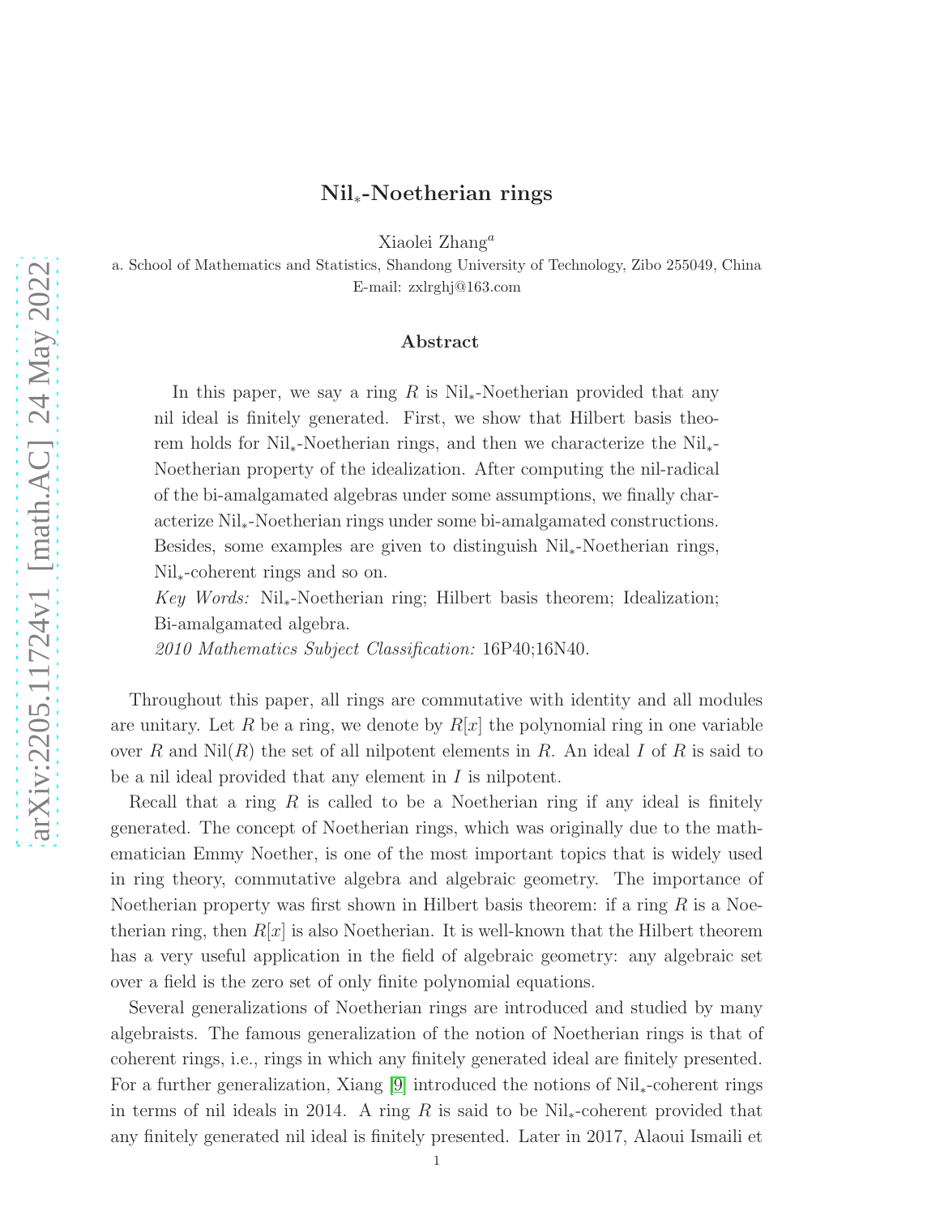# $\mathrm{Nil}_*$-Noetherian rings

Xiaolei Zhang[a]

a. School of Mathematics and Statistics, Shandong University of Technology, Zibo 255049, China
E-mail: zxlrghj@163.com

## Abstract

In this paper, we say a ring $R$ is $\mathrm{Nil}_*$-Noetherian provided that any nil ideal is finitely generated. First, we show that Hilbert basis theorem holds for $\mathrm{Nil}_*$-Noetherian rings, and then we characterize the $\mathrm{Nil}_*$-Noetherian property of the idealization. After computing the nil-radical of the bi-amalgamated algebras under some assumptions, we finally characterize $\mathrm{Nil}_*$-Noetherian rings under some bi-amalgamated constructions. Besides, some examples are given to distinguish $\mathrm{Nil}_*$-Noetherian rings, $\mathrm{Nil}_*$-coherent rings and so on.

*Key Words:* $\mathrm{Nil}_*$-Noetherian ring; Hilbert basis theorem; Idealization; Bi-amalgamated algebra.

*2010 Mathematics Subject Classification:* 16P40;16N40.

Throughout this paper, all rings are commutative with identity and all modules are unitary. Let $R$ be a ring, we denote by $R[x]$ the polynomial ring in one variable over $R$ and $\mathrm{Nil}(R)$ the set of all nilpotent elements in $R$. An ideal $I$ of $R$ is said to be a nil ideal provided that any element in $I$ is nilpotent.

Recall that a ring $R$ is called to be a Noetherian ring if any ideal is finitely generated. The concept of Noetherian rings, which was originally due to the mathematician Emmy Noether, is one of the most important topics that is widely used in ring theory, commutative algebra and algebraic geometry. The importance of Noetherian property was first shown in Hilbert basis theorem: if a ring $R$ is a Noetherian ring, then $R[x]$ is also Noetherian. It is well-known that the Hilbert theorem has a very useful application in the field of algebraic geometry: any algebraic set over a field is the zero set of only finite polynomial equations.

Several generalizations of Noetherian rings are introduced and studied by many algebraists. The famous generalization of the notion of Noetherian rings is that of coherent rings, i.e., rings in which any finitely generated ideal are finitely presented. For a further generalization, Xiang [9] introduced the notions of $\mathrm{Nil}_*$-coherent rings in terms of nil ideals in 2014. A ring $R$ is said to be $\mathrm{Nil}_*$-coherent provided that any finitely generated nil ideal is finitely presented. Later in 2017, Alaoui Ismaili et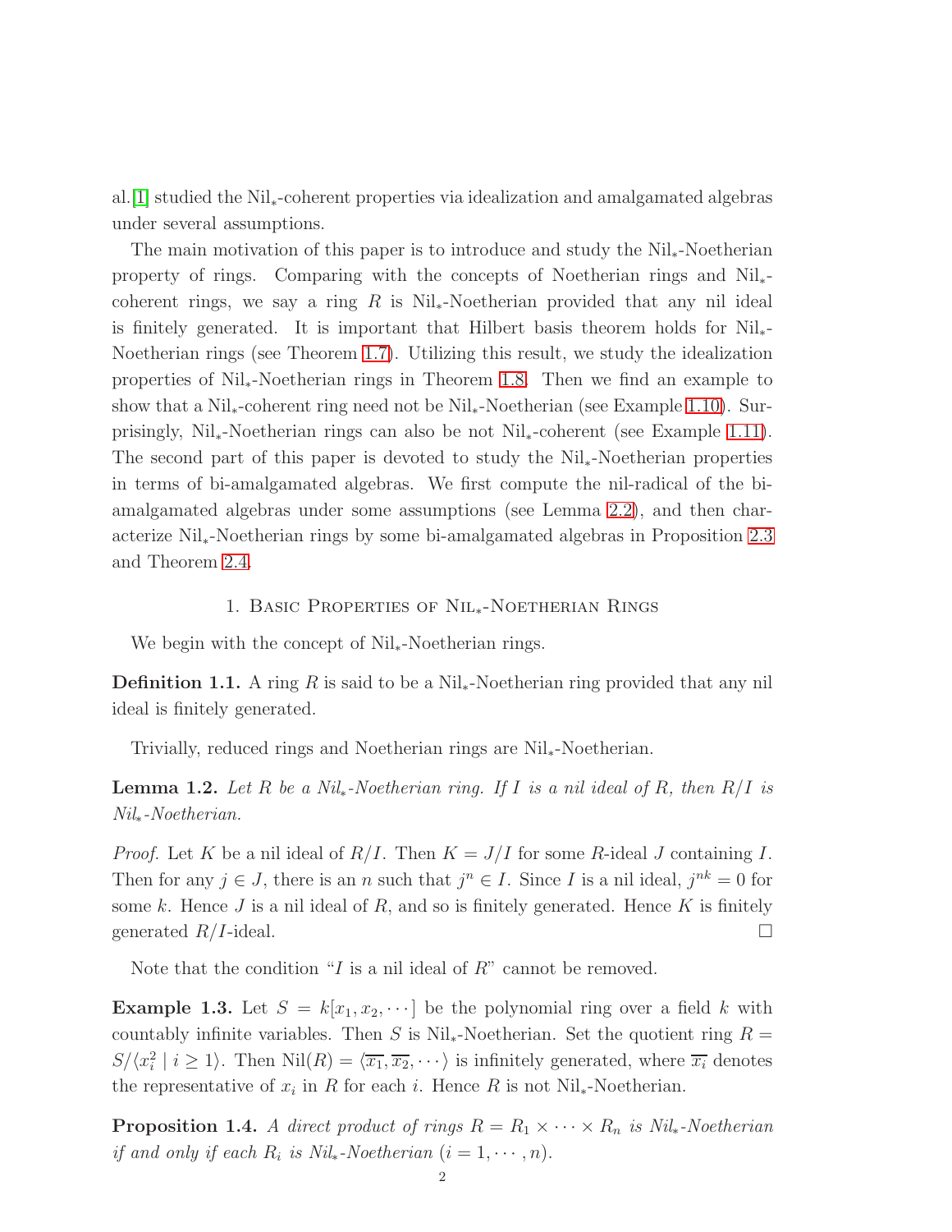al.[1] studied the $\mathrm{Nil}_*$-coherent properties via idealization and amalgamated algebras under several assumptions.

The main motivation of this paper is to introduce and study the $\mathrm{Nil}_*$-Noetherian property of rings. Comparing with the concepts of Noetherian rings and $\mathrm{Nil}_*$-coherent rings, we say a ring $R$ is $\mathrm{Nil}_*$-Noetherian provided that any nil ideal is finitely generated. It is important that Hilbert basis theorem holds for $\mathrm{Nil}_*$-Noetherian rings (see Theorem 1.7). Utilizing this result, we study the idealization properties of $\mathrm{Nil}_*$-Noetherian rings in Theorem 1.8. Then we find an example to show that a $\mathrm{Nil}_*$-coherent ring need not be $\mathrm{Nil}_*$-Noetherian (see Example 1.10). Surprisingly, $\mathrm{Nil}_*$-Noetherian rings can also be not $\mathrm{Nil}_*$-coherent (see Example 1.11). The second part of this paper is devoted to study the $\mathrm{Nil}_*$-Noetherian properties in terms of bi-amalgamated algebras. We first compute the nil-radical of the bi-amalgamated algebras under some assumptions (see Lemma 2.2), and then characterize $\mathrm{Nil}_*$-Noetherian rings by some bi-amalgamated algebras in Proposition 2.3 and Theorem 2.4.

## 1. Basic Properties of $\mathrm{Nil}_*$-Noetherian Rings

We begin with the concept of $\mathrm{Nil}_*$-Noetherian rings.

**Definition 1.1.** A ring $R$ is said to be a $\mathrm{Nil}_*$-Noetherian ring provided that any nil ideal is finitely generated.

Trivially, reduced rings and Noetherian rings are $\mathrm{Nil}_*$-Noetherian.

**Lemma 1.2.** *Let $R$ be a $\mathrm{Nil}_*$-Noetherian ring. If $I$ is a nil ideal of $R$, then $R/I$ is $\mathrm{Nil}_*$-Noetherian.*

*Proof.* Let $K$ be a nil ideal of $R/I$. Then $K = J/I$ for some $R$-ideal $J$ containing $I$. Then for any $j \in J$, there is an $n$ such that $j^n \in I$. Since $I$ is a nil ideal, $j^{nk} = 0$ for some $k$. Hence $J$ is a nil ideal of $R$, and so is finitely generated. Hence $K$ is finitely generated $R/I$-ideal. □

Note that the condition "$I$ is a nil ideal of $R$" cannot be removed.

**Example 1.3.** Let $S = k[x_1, x_2, \cdots]$ be the polynomial ring over a field $k$ with countably infinite variables. Then $S$ is $\mathrm{Nil}_*$-Noetherian. Set the quotient ring $R = S/\langle x_i^2 \mid i \geq 1\rangle$. Then $\mathrm{Nil}(R) = \langle \overline{x_1}, \overline{x_2}, \cdots\rangle$ is infinitely generated, where $\overline{x_i}$ denotes the representative of $x_i$ in $R$ for each $i$. Hence $R$ is not $\mathrm{Nil}_*$-Noetherian.

**Proposition 1.4.** *A direct product of rings $R = R_1 \times \cdots \times R_n$ is $\mathrm{Nil}_*$-Noetherian if and only if each $R_i$ is $\mathrm{Nil}_*$-Noetherian $(i = 1, \cdots, n)$.*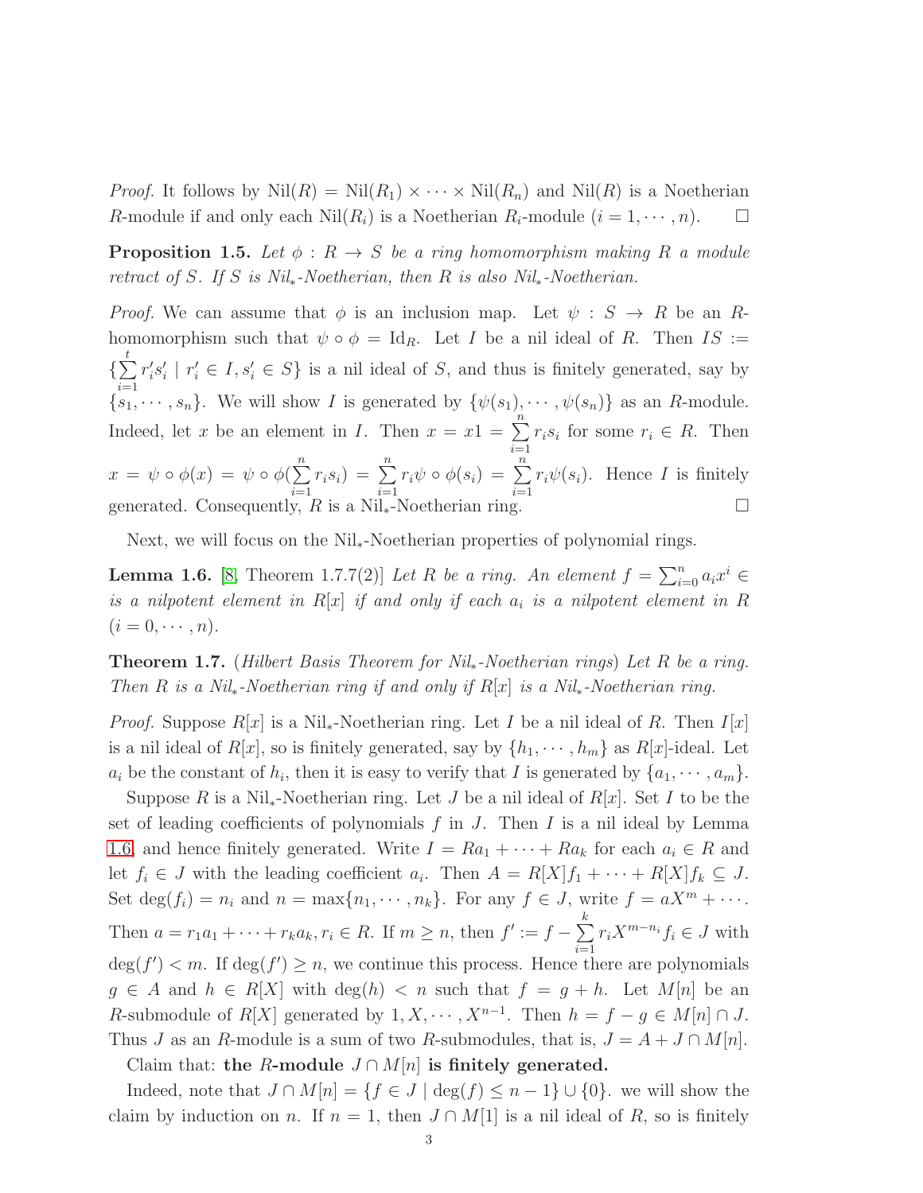*Proof.* It follows by $\mathrm{Nil}(R) = \mathrm{Nil}(R_1) \times \cdots \times \mathrm{Nil}(R_n)$ and $\mathrm{Nil}(R)$ is a Noetherian $R$-module if and only each $\mathrm{Nil}(R_i)$ is a Noetherian $R_i$-module $(i = 1, \cdots, n)$. □

**Proposition 1.5.** *Let $\phi : R \to S$ be a ring homomorphism making $R$ a module retract of $S$. If $S$ is Nil$_*$-Noetherian, then $R$ is also Nil$_*$-Noetherian.*

*Proof.* We can assume that $\phi$ is an inclusion map. Let $\psi : S \to R$ be an $R$-homomorphism such that $\psi \circ \phi = \mathrm{Id}_R$. Let $I$ be a nil ideal of $R$. Then $IS := \{\sum_{i=1}^{t} r_i' s_i' \mid r_i' \in I, s_i' \in S\}$ is a nil ideal of $S$, and thus is finitely generated, say by $\{s_1, \cdots, s_n\}$. We will show $I$ is generated by $\{\psi(s_1), \cdots, \psi(s_n)\}$ as an $R$-module. Indeed, let $x$ be an element in $I$. Then $x = x1 = \sum_{i=1}^{n} r_i s_i$ for some $r_i \in R$. Then $x = \psi \circ \phi(x) = \psi \circ \phi(\sum_{i=1}^{n} r_i s_i) = \sum_{i=1}^{n} r_i \psi \circ \phi(s_i) = \sum_{i=1}^{n} r_i \psi(s_i)$. Hence $I$ is finitely generated. Consequently, $R$ is a Nil$_*$-Noetherian ring. □

Next, we will focus on the Nil$_*$-Noetherian properties of polynomial rings.

**Lemma 1.6.** [8, Theorem 1.7.7(2)] *Let $R$ be a ring. An element $f = \sum_{i=0}^{n} a_i x^i \in$ is a nilpotent element in $R[x]$ if and only if each $a_i$ is a nilpotent element in $R$ $(i = 0, \cdots, n)$.*

**Theorem 1.7.** (*Hilbert Basis Theorem for Nil$_*$-Noetherian rings*) *Let $R$ be a ring. Then $R$ is a Nil$_*$-Noetherian ring if and only if $R[x]$ is a Nil$_*$-Noetherian ring.*

*Proof.* Suppose $R[x]$ is a Nil$_*$-Noetherian ring. Let $I$ be a nil ideal of $R$. Then $I[x]$ is a nil ideal of $R[x]$, so is finitely generated, say by $\{h_1, \cdots, h_m\}$ as $R[x]$-ideal. Let $a_i$ be the constant of $h_i$, then it is easy to verify that $I$ is generated by $\{a_1, \cdots, a_m\}$.

Suppose $R$ is a Nil$_*$-Noetherian ring. Let $J$ be a nil ideal of $R[x]$. Set $I$ to be the set of leading coefficients of polynomials $f$ in $J$. Then $I$ is a nil ideal by Lemma 1.6, and hence finitely generated. Write $I = Ra_1 + \cdots + Ra_k$ for each $a_i \in R$ and let $f_i \in J$ with the leading coefficient $a_i$. Then $A = R[X]f_1 + \cdots + R[X]f_k \subseteq J$. Set $\deg(f_i) = n_i$ and $n = \max\{n_1, \cdots, n_k\}$. For any $f \in J$, write $f = aX^m + \cdots$. Then $a = r_1 a_1 + \cdots + r_k a_k, r_i \in R$. If $m \geq n$, then $f' := f - \sum_{i=1}^{k} r_i X^{m-n_i} f_i \in J$ with $\deg(f') < m$. If $\deg(f') \geq n$, we continue this process. Hence there are polynomials $g \in A$ and $h \in R[X]$ with $\deg(h) < n$ such that $f = g + h$. Let $M[n]$ be an $R$-submodule of $R[X]$ generated by $1, X, \cdots, X^{n-1}$. Then $h = f - g \in M[n] \cap J$. Thus $J$ as an $R$-module is a sum of two $R$-submodules, that is, $J = A + J \cap M[n]$.

Claim that: **the $R$-module $J \cap M[n]$ is finitely generated.**

Indeed, note that $J \cap M[n] = \{f \in J \mid \deg(f) \leq n - 1\} \cup \{0\}$. we will show the claim by induction on $n$. If $n = 1$, then $J \cap M[1]$ is a nil ideal of $R$, so is finitely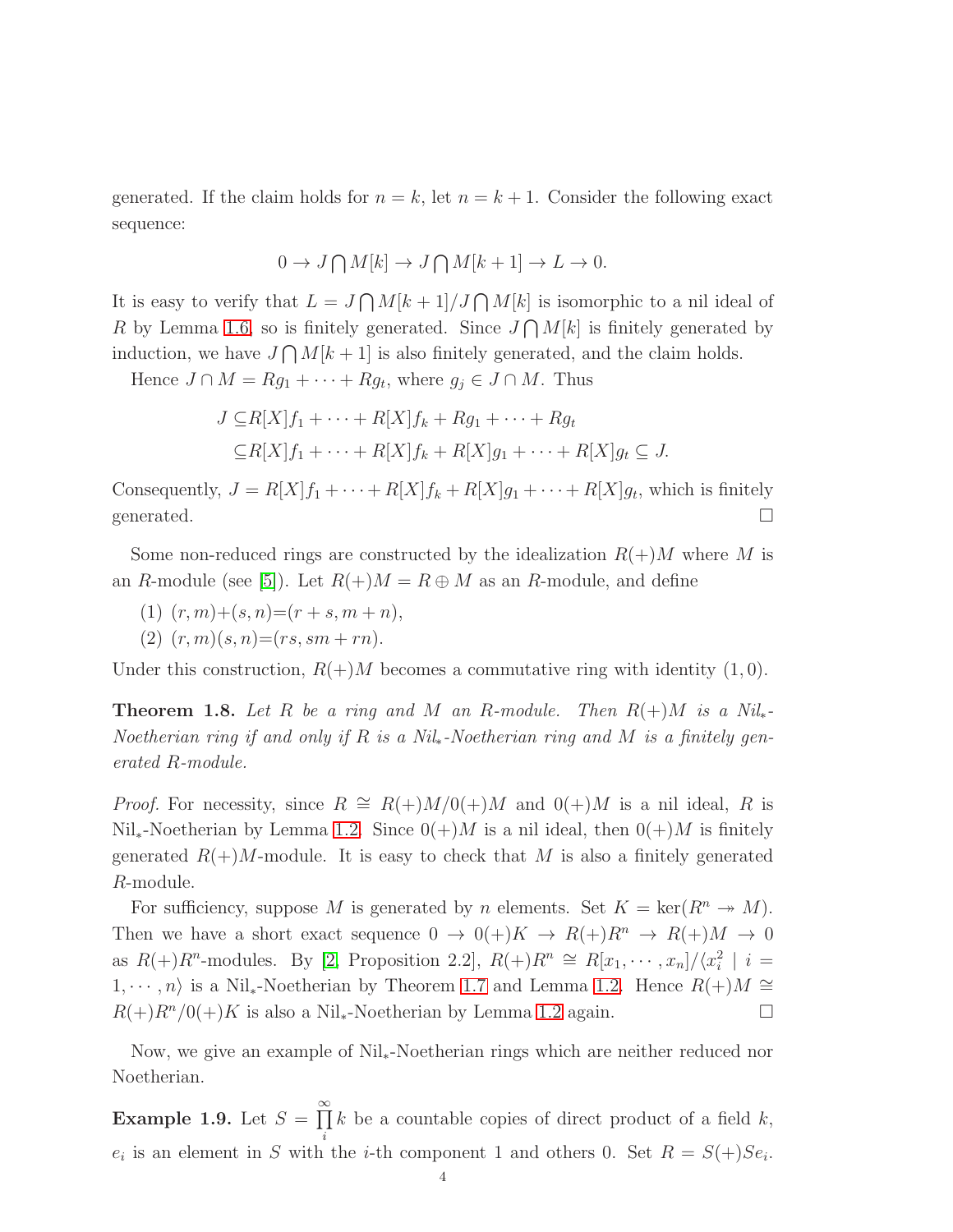generated. If the claim holds for $n = k$, let $n = k + 1$. Consider the following exact sequence:

$$0 \to J \bigcap M[k] \to J \bigcap M[k+1] \to L \to 0.$$

It is easy to verify that $L = J \bigcap M[k+1]/J \bigcap M[k]$ is isomorphic to a nil ideal of $R$ by Lemma 1.6, so is finitely generated. Since $J \bigcap M[k]$ is finitely generated by induction, we have $J \bigcap M[k+1]$ is also finitely generated, and the claim holds.

Hence $J \cap M = Rg_1 + \cdots + Rg_t$, where $g_j \in J \cap M$. Thus

$$\begin{aligned} J \subseteq & R[X]f_1 + \cdots + R[X]f_k + Rg_1 + \cdots + Rg_t \\ \subseteq & R[X]f_1 + \cdots + R[X]f_k + R[X]g_1 + \cdots + R[X]g_t \subseteq J. \end{aligned}$$

Consequently, $J = R[X]f_1 + \cdots + R[X]f_k + R[X]g_1 + \cdots + R[X]g_t$, which is finitely generated. $\square$

Some non-reduced rings are constructed by the idealization $R(+)M$ where $M$ is an $R$-module (see [5]). Let $R(+)M = R \oplus M$ as an $R$-module, and define

(1) $(r, m)+(s, n)=(r + s, m + n)$,

(2) $(r, m)(s, n)=(rs, sm + rn)$.

Under this construction, $R(+)M$ becomes a commutative ring with identity $(1, 0)$.

**Theorem 1.8.** *Let $R$ be a ring and $M$ an $R$-module. Then $R(+)M$ is a Nil$_*$-Noetherian ring if and only if $R$ is a Nil$_*$-Noetherian ring and $M$ is a finitely generated $R$-module.*

*Proof.* For necessity, since $R \cong R(+)M/0(+)M$ and $0(+)M$ is a nil ideal, $R$ is Nil$_*$-Noetherian by Lemma 1.2. Since $0(+)M$ is a nil ideal, then $0(+)M$ is finitely generated $R(+)M$-module. It is easy to check that $M$ is also a finitely generated $R$-module.

For sufficiency, suppose $M$ is generated by $n$ elements. Set $K = \ker(R^n \twoheadrightarrow M)$. Then we have a short exact sequence $0 \to 0(+)K \to R(+)R^n \to R(+)M \to 0$ as $R(+)R^n$-modules. By [2, Proposition 2.2], $R(+)R^n \cong R[x_1, \cdots, x_n]/\langle x_i^2 \mid i = 1, \cdots, n\rangle$ is a Nil$_*$-Noetherian by Theorem 1.7 and Lemma 1.2. Hence $R(+)M \cong R(+)R^n/0(+)K$ is also a Nil$_*$-Noetherian by Lemma 1.2 again. $\square$

Now, we give an example of Nil$_*$-Noetherian rings which are neither reduced nor Noetherian.

**Example 1.9.** Let $S = \prod\limits_{i}^{\infty} k$ be a countable copies of direct product of a field $k$, $e_i$ is an element in $S$ with the $i$-th component 1 and others 0. Set $R = S(+)Se_i$.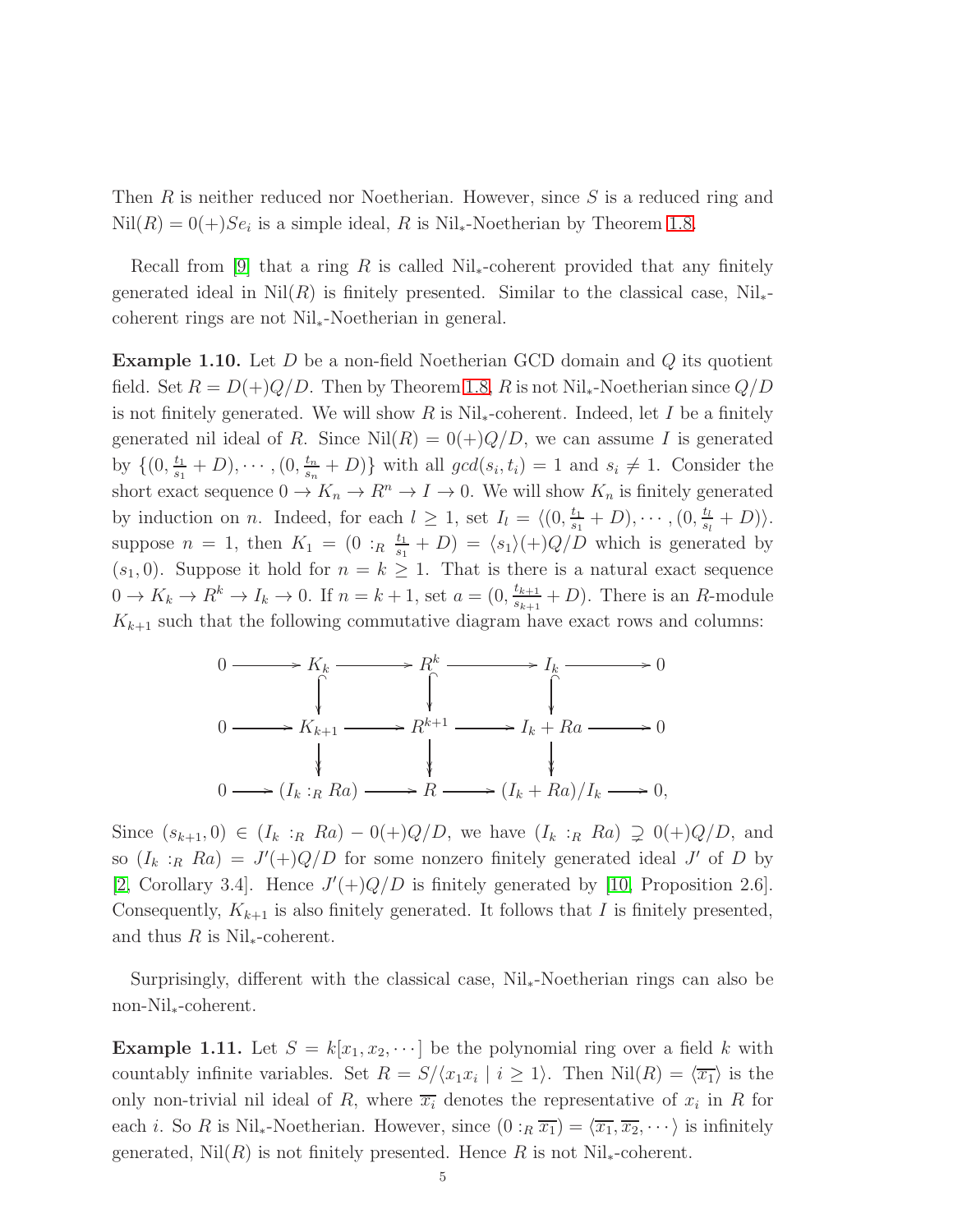Then $R$ is neither reduced nor Noetherian. However, since $S$ is a reduced ring and $\mathrm{Nil}(R) = 0(+)Se_i$ is a simple ideal, $R$ is $\mathrm{Nil}_*$-Noetherian by Theorem 1.8.

Recall from [9] that a ring $R$ is called $\mathrm{Nil}_*$-coherent provided that any finitely generated ideal in $\mathrm{Nil}(R)$ is finitely presented. Similar to the classical case, $\mathrm{Nil}_*$-coherent rings are not $\mathrm{Nil}_*$-Noetherian in general.

**Example 1.10.** Let $D$ be a non-field Noetherian GCD domain and $Q$ its quotient field. Set $R = D(+)Q/D$. Then by Theorem 1.8, $R$ is not $\mathrm{Nil}_*$-Noetherian since $Q/D$ is not finitely generated. We will show $R$ is $\mathrm{Nil}_*$-coherent. Indeed, let $I$ be a finitely generated nil ideal of $R$. Since $\mathrm{Nil}(R) = 0(+)Q/D$, we can assume $I$ is generated by $\{(0, \frac{t_1}{s_1} + D), \cdots, (0, \frac{t_n}{s_n} + D)\}$ with all $gcd(s_i, t_i) = 1$ and $s_i \neq 1$. Consider the short exact sequence $0 \to K_n \to R^n \to I \to 0$. We will show $K_n$ is finitely generated by induction on $n$. Indeed, for each $l \geq 1$, set $I_l = \langle (0, \frac{t_1}{s_1} + D), \cdots, (0, \frac{t_l}{s_l} + D) \rangle$. suppose $n = 1$, then $K_1 = (0 :_R \frac{t_1}{s_1} + D) = \langle s_1 \rangle (+)Q/D$ which is generated by $(s_1, 0)$. Suppose it hold for $n = k \geq 1$. That is there is a natural exact sequence $0 \to K_k \to R^k \to I_k \to 0$. If $n = k+1$, set $a = (0, \frac{t_{k+1}}{s_{k+1}} + D)$. There is an $R$-module $K_{k+1}$ such that the following commutative diagram have exact rows and columns:

$$
\begin{array}{ccccccccc}
0 & \longrightarrow & K_k & \longrightarrow & R^k & \longrightarrow & I_k & \longrightarrow & 0 \\
 & & \big\downarrow & & \big\downarrow & & \big\downarrow & & \\
0 & \longrightarrow & K_{k+1} & \longrightarrow & R^{k+1} & \longrightarrow & I_k + Ra & \longrightarrow & 0 \\
 & & \big\downarrow & & \big\downarrow & & \big\downarrow & & \\
0 & \longrightarrow & (I_k :_R Ra) & \longrightarrow & R & \longrightarrow & (I_k + Ra)/I_k & \longrightarrow & 0,
\end{array}
$$

Since $(s_{k+1}, 0) \in (I_k :_R Ra) - 0(+)Q/D$, we have $(I_k :_R Ra) \supsetneq 0(+)Q/D$, and so $(I_k :_R Ra) = J'(+)Q/D$ for some nonzero finitely generated ideal $J'$ of $D$ by [2, Corollary 3.4]. Hence $J'(+)Q/D$ is finitely generated by [10, Proposition 2.6]. Consequently, $K_{k+1}$ is also finitely generated. It follows that $I$ is finitely presented, and thus $R$ is $\mathrm{Nil}_*$-coherent.

Surprisingly, different with the classical case, $\mathrm{Nil}_*$-Noetherian rings can also be non-$\mathrm{Nil}_*$-coherent.

**Example 1.11.** Let $S = k[x_1, x_2, \cdots]$ be the polynomial ring over a field $k$ with countably infinite variables. Set $R = S/\langle x_1 x_i \mid i \geq 1 \rangle$. Then $\mathrm{Nil}(R) = \langle \overline{x_1} \rangle$ is the only non-trivial nil ideal of $R$, where $\overline{x_i}$ denotes the representative of $x_i$ in $R$ for each $i$. So $R$ is $\mathrm{Nil}_*$-Noetherian. However, since $(0 :_R \overline{x_1}) = \langle \overline{x_1}, \overline{x_2}, \cdots \rangle$ is infinitely generated, $\mathrm{Nil}(R)$ is not finitely presented. Hence $R$ is not $\mathrm{Nil}_*$-coherent.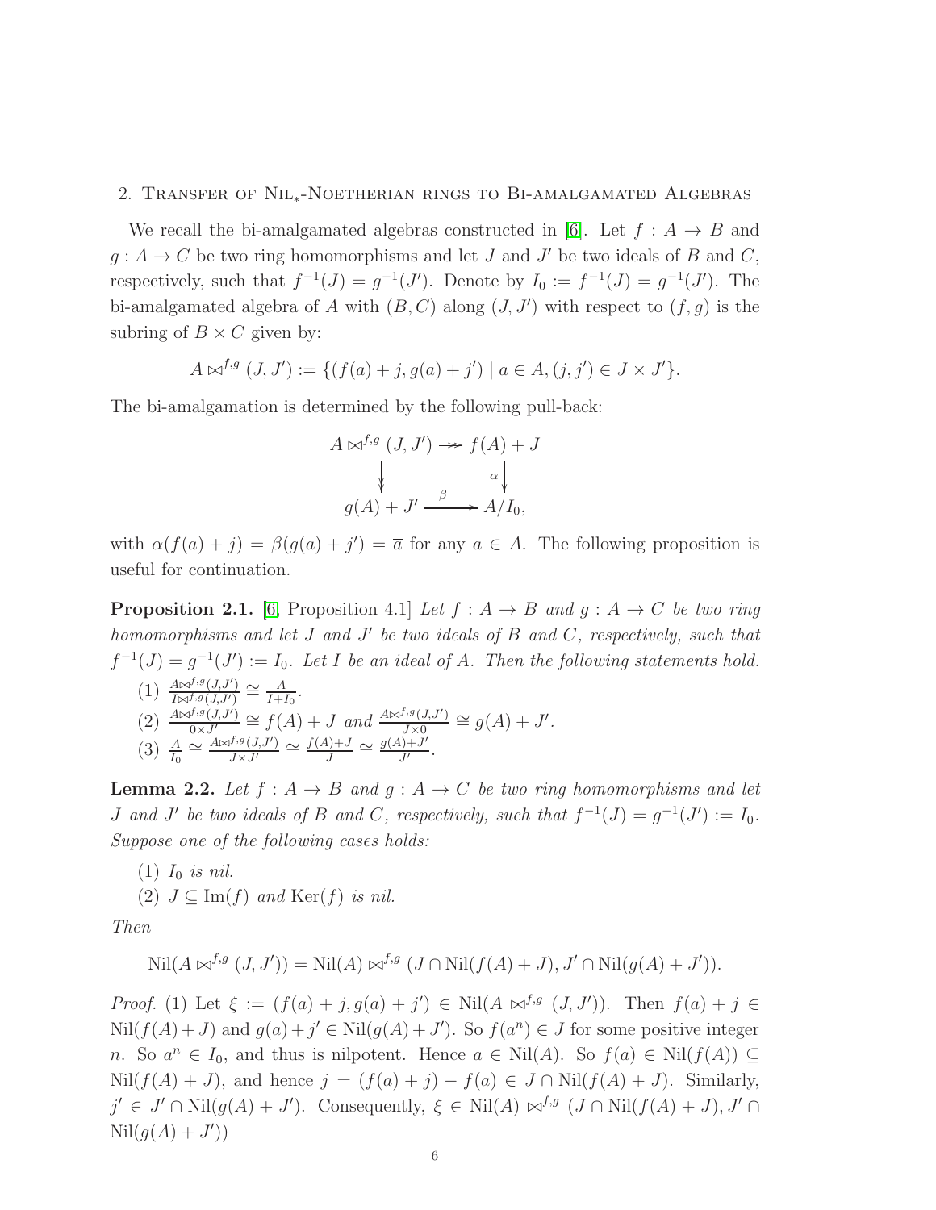## 2. Transfer of $\mathrm{Nil}_*$-Noetherian rings to Bi-amalgamated Algebras

We recall the bi-amalgamated algebras constructed in [6]. Let $f : A \to B$ and $g : A \to C$ be two ring homomorphisms and let $J$ and $J'$ be two ideals of $B$ and $C$, respectively, such that $f^{-1}(J) = g^{-1}(J')$. Denote by $I_0 := f^{-1}(J) = g^{-1}(J')$. The bi-amalgamated algebra of $A$ with $(B, C)$ along $(J, J')$ with respect to $(f, g)$ is the subring of $B \times C$ given by:

$$A \bowtie^{f,g} (J, J') := \{(f(a) + j, g(a) + j') \mid a \in A, (j, j') \in J \times J'\}.$$

The bi-amalgamation is determined by the following pull-back:

$$\begin{array}{ccc} A \bowtie^{f,g} (J, J') & \twoheadrightarrow & f(A) + J \\ \downarrow & & \downarrow \alpha \\ g(A) + J' & \xrightarrow{\beta} & A/I_0, \end{array}$$

with $\alpha(f(a) + j) = \beta(g(a) + j') = \overline{a}$ for any $a \in A$. The following proposition is useful for continuation.

**Proposition 2.1.** [6, Proposition 4.1] *Let $f : A \to B$ and $g : A \to C$ be two ring homomorphisms and let $J$ and $J'$ be two ideals of $B$ and $C$, respectively, such that $f^{-1}(J) = g^{-1}(J') := I_0$. Let $I$ be an ideal of $A$. Then the following statements hold.*

1. $\frac{A \bowtie^{f,g} (J,J')}{I \bowtie^{f,g} (J,J')} \cong \frac{A}{I+I_0}$.
2. $\frac{A \bowtie^{f,g} (J,J')}{0 \times J'} \cong f(A) + J$ *and* $\frac{A \bowtie^{f,g} (J,J')}{J \times 0} \cong g(A) + J'$.
3. $\frac{A}{I_0} \cong \frac{A \bowtie^{f,g} (J,J')}{J \times J'} \cong \frac{f(A)+J}{J} \cong \frac{g(A)+J'}{J'}$.

**Lemma 2.2.** *Let $f : A \to B$ and $g : A \to C$ be two ring homomorphisms and let $J$ and $J'$ be two ideals of $B$ and $C$, respectively, such that $f^{-1}(J) = g^{-1}(J') := I_0$. Suppose one of the following cases holds:*

1. *$I_0$ is nil.*
2. *$J \subseteq \mathrm{Im}(f)$ and $\mathrm{Ker}(f)$ is nil.*

*Then*

$$\mathrm{Nil}(A \bowtie^{f,g} (J, J')) = \mathrm{Nil}(A) \bowtie^{f,g} (J \cap \mathrm{Nil}(f(A) + J), J' \cap \mathrm{Nil}(g(A) + J')).$$

*Proof.* (1) Let $\xi := (f(a) + j, g(a) + j') \in \mathrm{Nil}(A \bowtie^{f,g} (J, J'))$. Then $f(a) + j \in \mathrm{Nil}(f(A)+J)$ and $g(a)+j' \in \mathrm{Nil}(g(A)+J')$. So $f(a^n) \in J$ for some positive integer $n$. So $a^n \in I_0$, and thus is nilpotent. Hence $a \in \mathrm{Nil}(A)$. So $f(a) \in \mathrm{Nil}(f(A)) \subseteq \mathrm{Nil}(f(A) + J)$, and hence $j = (f(a) + j) - f(a) \in J \cap \mathrm{Nil}(f(A) + J)$. Similarly, $j' \in J' \cap \mathrm{Nil}(g(A) + J')$. Consequently, $\xi \in \mathrm{Nil}(A) \bowtie^{f,g} (J \cap \mathrm{Nil}(f(A) + J), J' \cap \mathrm{Nil}(g(A) + J'))$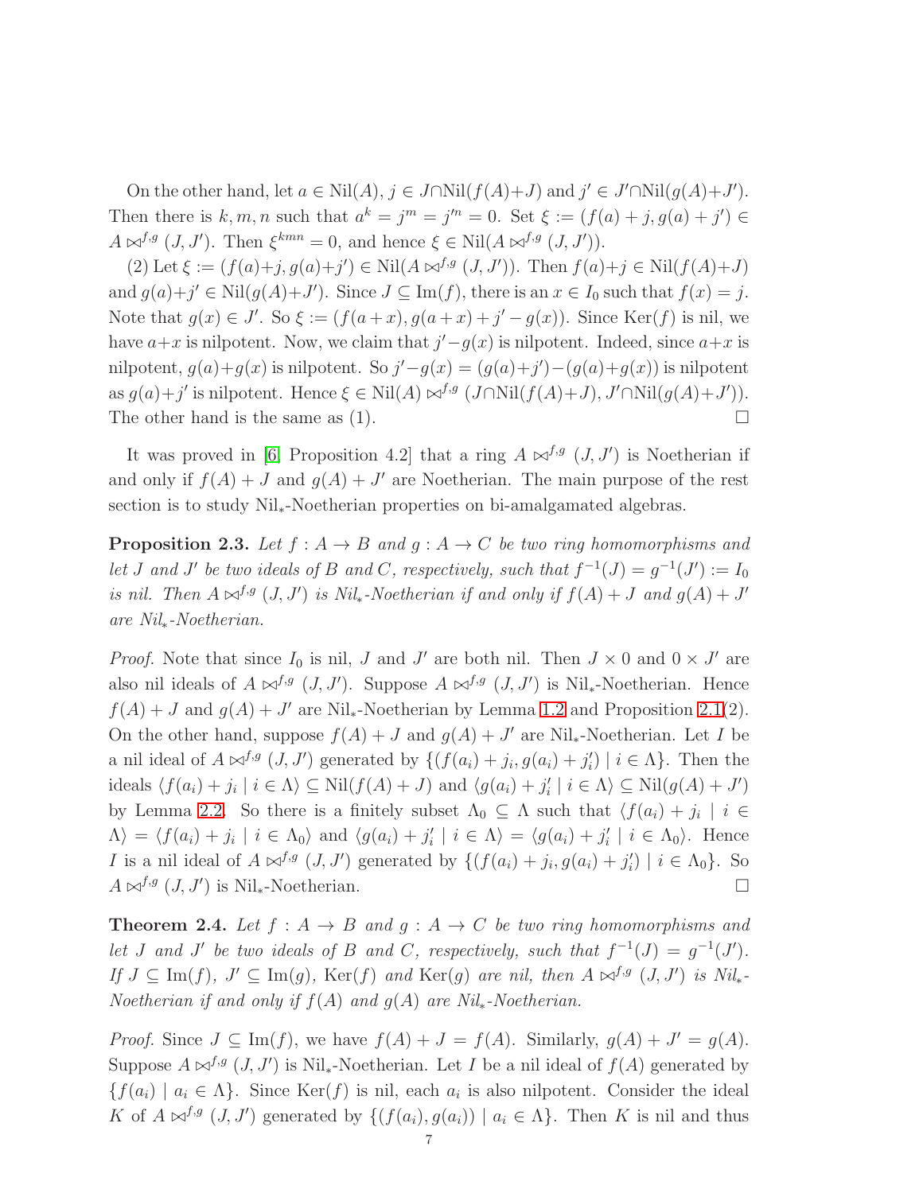On the other hand, let $a \in \mathrm{Nil}(A)$, $j \in J \cap \mathrm{Nil}(f(A)+J)$ and $j' \in J' \cap \mathrm{Nil}(g(A)+J')$. Then there is $k, m, n$ such that $a^k = j^m = j'^n = 0$. Set $\xi := (f(a)+j, g(a)+j') \in A \bowtie^{f,g} (J, J')$. Then $\xi^{kmn} = 0$, and hence $\xi \in \mathrm{Nil}(A \bowtie^{f,g} (J, J'))$.

(2) Let $\xi := (f(a)+j, g(a)+j') \in \mathrm{Nil}(A \bowtie^{f,g} (J, J'))$. Then $f(a)+j \in \mathrm{Nil}(f(A)+J)$ and $g(a)+j' \in \mathrm{Nil}(g(A)+J')$. Since $J \subseteq \mathrm{Im}(f)$, there is an $x \in I_0$ such that $f(x) = j$. Note that $g(x) \in J'$. So $\xi := (f(a+x), g(a+x)+j'-g(x))$. Since $\mathrm{Ker}(f)$ is nil, we have $a+x$ is nilpotent. Now, we claim that $j'-g(x)$ is nilpotent. Indeed, since $a+x$ is nilpotent, $g(a)+g(x)$ is nilpotent. So $j'-g(x) = (g(a)+j')-(g(a)+g(x))$ is nilpotent as $g(a)+j'$ is nilpotent. Hence $\xi \in \mathrm{Nil}(A) \bowtie^{f,g} (J \cap \mathrm{Nil}(f(A)+J), J' \cap \mathrm{Nil}(g(A)+J'))$. The other hand is the same as (1). $\square$

It was proved in [6, Proposition 4.2] that a ring $A \bowtie^{f,g} (J, J')$ is Noetherian if and only if $f(A)+J$ and $g(A)+J'$ are Noetherian. The main purpose of the rest section is to study Nil$_*$-Noetherian properties on bi-amalgamated algebras.

**Proposition 2.3.** *Let $f : A \to B$ and $g : A \to C$ be two ring homomorphisms and let $J$ and $J'$ be two ideals of $B$ and $C$, respectively, such that $f^{-1}(J) = g^{-1}(J') := I_0$ is nil. Then $A \bowtie^{f,g} (J, J')$ is Nil$_*$-Noetherian if and only if $f(A)+J$ and $g(A)+J'$ are Nil$_*$-Noetherian.*

*Proof.* Note that since $I_0$ is nil, $J$ and $J'$ are both nil. Then $J \times 0$ and $0 \times J'$ are also nil ideals of $A \bowtie^{f,g} (J, J')$. Suppose $A \bowtie^{f,g} (J, J')$ is Nil$_*$-Noetherian. Hence $f(A)+J$ and $g(A)+J'$ are Nil$_*$-Noetherian by Lemma 1.2 and Proposition 2.1(2). On the other hand, suppose $f(A)+J$ and $g(A)+J'$ are Nil$_*$-Noetherian. Let $I$ be a nil ideal of $A \bowtie^{f,g} (J, J')$ generated by $\{(f(a_i)+j_i, g(a_i)+j'_i) \mid i \in \Lambda\}$. Then the ideals $\langle f(a_i)+j_i \mid i \in \Lambda \rangle \subseteq \mathrm{Nil}(f(A)+J)$ and $\langle g(a_i)+j'_i \mid i \in \Lambda \rangle \subseteq \mathrm{Nil}(g(A)+J')$ by Lemma 2.2. So there is a finitely subset $\Lambda_0 \subseteq \Lambda$ such that $\langle f(a_i)+j_i \mid i \in \Lambda \rangle = \langle f(a_i)+j_i \mid i \in \Lambda_0 \rangle$ and $\langle g(a_i)+j'_i \mid i \in \Lambda \rangle = \langle g(a_i)+j'_i \mid i \in \Lambda_0 \rangle$. Hence $I$ is a nil ideal of $A \bowtie^{f,g} (J, J')$ generated by $\{(f(a_i)+j_i, g(a_i)+j'_i) \mid i \in \Lambda_0\}$. So $A \bowtie^{f,g} (J, J')$ is Nil$_*$-Noetherian. $\square$

**Theorem 2.4.** *Let $f : A \to B$ and $g : A \to C$ be two ring homomorphisms and let $J$ and $J'$ be two ideals of $B$ and $C$, respectively, such that $f^{-1}(J) = g^{-1}(J')$. If $J \subseteq \mathrm{Im}(f)$, $J' \subseteq \mathrm{Im}(g)$, $\mathrm{Ker}(f)$ and $\mathrm{Ker}(g)$ are nil, then $A \bowtie^{f,g} (J, J')$ is Nil$_*$-Noetherian if and only if $f(A)$ and $g(A)$ are Nil$_*$-Noetherian.*

*Proof.* Since $J \subseteq \mathrm{Im}(f)$, we have $f(A)+J = f(A)$. Similarly, $g(A)+J' = g(A)$. Suppose $A \bowtie^{f,g} (J, J')$ is Nil$_*$-Noetherian. Let $I$ be a nil ideal of $f(A)$ generated by $\{f(a_i) \mid a_i \in \Lambda\}$. Since $\mathrm{Ker}(f)$ is nil, each $a_i$ is also nilpotent. Consider the ideal $K$ of $A \bowtie^{f,g} (J, J')$ generated by $\{(f(a_i), g(a_i)) \mid a_i \in \Lambda\}$. Then $K$ is nil and thus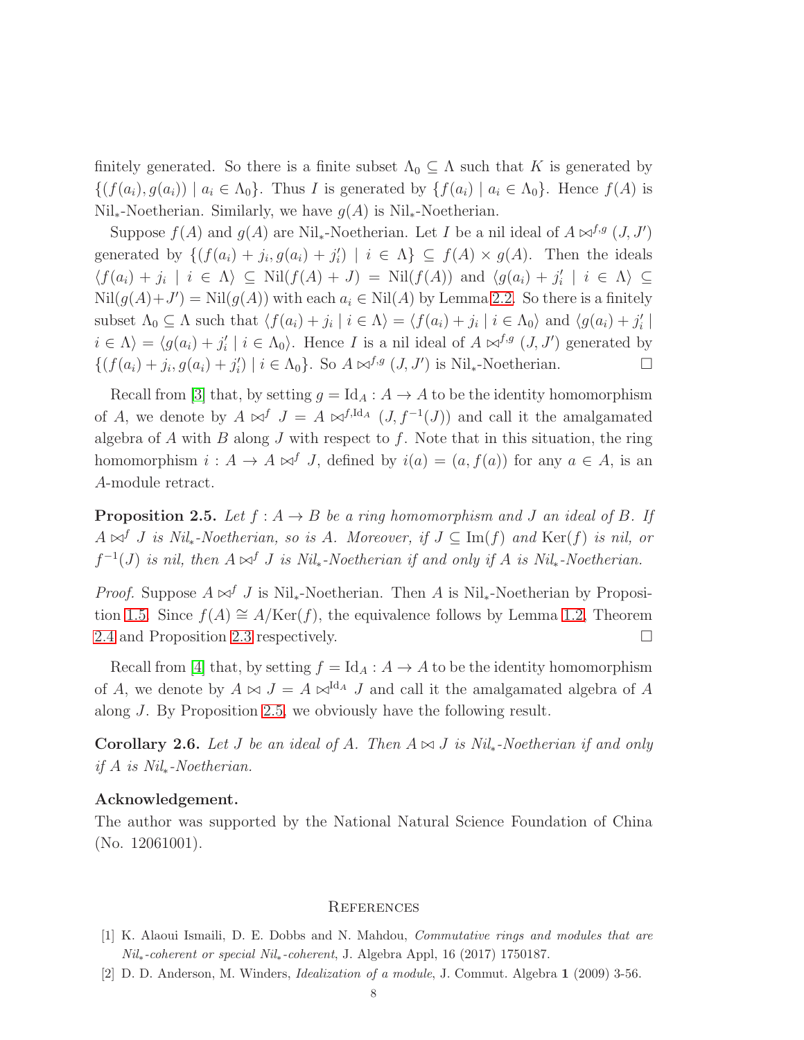finitely generated. So there is a finite subset $\Lambda_0 \subseteq \Lambda$ such that $K$ is generated by $\{(f(a_i), g(a_i)) \mid a_i \in \Lambda_0\}$. Thus $I$ is generated by $\{f(a_i) \mid a_i \in \Lambda_0\}$. Hence $f(A)$ is Nil$_*$-Noetherian. Similarly, we have $g(A)$ is Nil$_*$-Noetherian.

Suppose $f(A)$ and $g(A)$ are Nil$_*$-Noetherian. Let $I$ be a nil ideal of $A \bowtie^{f,g} (J, J')$ generated by $\{(f(a_i) + j_i, g(a_i) + j'_i) \mid i \in \Lambda\} \subseteq f(A) \times g(A)$. Then the ideals $\langle f(a_i) + j_i \mid i \in \Lambda\rangle \subseteq \mathrm{Nil}(f(A) + J) = \mathrm{Nil}(f(A))$ and $\langle g(a_i) + j'_i \mid i \in \Lambda\rangle \subseteq \mathrm{Nil}(g(A)+J') = \mathrm{Nil}(g(A))$ with each $a_i \in \mathrm{Nil}(A)$ by Lemma 2.2. So there is a finitely subset $\Lambda_0 \subseteq \Lambda$ such that $\langle f(a_i) + j_i \mid i \in \Lambda\rangle = \langle f(a_i) + j_i \mid i \in \Lambda_0\rangle$ and $\langle g(a_i) + j'_i \mid i \in \Lambda\rangle = \langle g(a_i) + j'_i \mid i \in \Lambda_0\rangle$. Hence $I$ is a nil ideal of $A \bowtie^{f,g} (J, J')$ generated by $\{(f(a_i) + j_i, g(a_i) + j'_i) \mid i \in \Lambda_0\}$. So $A \bowtie^{f,g} (J, J')$ is Nil$_*$-Noetherian. $\square$

Recall from [3] that, by setting $g = \mathrm{Id}_A : A \to A$ to be the identity homomorphism of $A$, we denote by $A \bowtie^f J = A \bowtie^{f,\mathrm{Id}_A} (J, f^{-1}(J))$ and call it the amalgamated algebra of $A$ with $B$ along $J$ with respect to $f$. Note that in this situation, the ring homomorphism $i : A \to A \bowtie^f J$, defined by $i(a) = (a, f(a))$ for any $a \in A$, is an $A$-module retract.

**Proposition 2.5.** *Let $f : A \to B$ be a ring homomorphism and $J$ an ideal of $B$. If $A \bowtie^f J$ is Nil$_*$-Noetherian, so is $A$. Moreover, if $J \subseteq \mathrm{Im}(f)$ and $\mathrm{Ker}(f)$ is nil, or $f^{-1}(J)$ is nil, then $A \bowtie^f J$ is Nil$_*$-Noetherian if and only if $A$ is Nil$_*$-Noetherian.*

*Proof.* Suppose $A \bowtie^f J$ is Nil$_*$-Noetherian. Then $A$ is Nil$_*$-Noetherian by Proposition 1.5. Since $f(A) \cong A/\mathrm{Ker}(f)$, the equivalence follows by Lemma 1.2, Theorem 2.4 and Proposition 2.3 respectively. $\square$

Recall from [4] that, by setting $f = \mathrm{Id}_A : A \to A$ to be the identity homomorphism of $A$, we denote by $A \bowtie J = A \bowtie^{\mathrm{Id}_A} J$ and call it the amalgamated algebra of $A$ along $J$. By Proposition 2.5, we obviously have the following result.

**Corollary 2.6.** *Let $J$ be an ideal of $A$. Then $A \bowtie J$ is Nil$_*$-Noetherian if and only if $A$ is Nil$_*$-Noetherian.*

**Acknowledgement.**

The author was supported by the National Natural Science Foundation of China (No. 12061001).

## References

[1] K. Alaoui Ismaili, D. E. Dobbs and N. Mahdou, *Commutative rings and modules that are Nil$_*$-coherent or special Nil$_*$-coherent*, J. Algebra Appl, 16 (2017) 1750187.

[2] D. D. Anderson, M. Winders, *Idealization of a module*, J. Commut. Algebra **1** (2009) 3-56.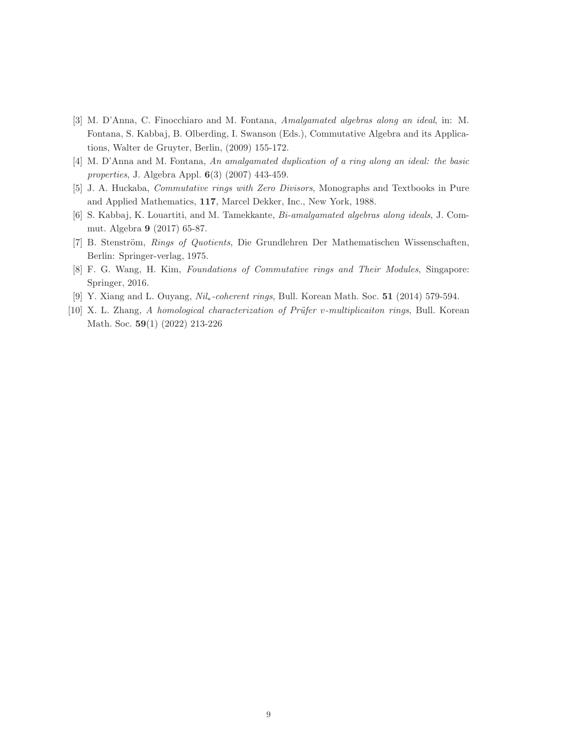[3] M. D'Anna, C. Finocchiaro and M. Fontana, *Amalgamated algebras along an ideal*, in: M. Fontana, S. Kabbaj, B. Olberding, I. Swanson (Eds.), Commutative Algebra and its Applications, Walter de Gruyter, Berlin, (2009) 155-172.

[4] M. D'Anna and M. Fontana, *An amalgamated duplication of a ring along an ideal: the basic properties*, J. Algebra Appl. **6**(3) (2007) 443-459.

[5] J. A. Huckaba, *Commutative rings with Zero Divisors*, Monographs and Textbooks in Pure and Applied Mathematics, **117**, Marcel Dekker, Inc., New York, 1988.

[6] S. Kabbaj, K. Louartiti, and M. Tamekkante, *Bi-amalgamated algebras along ideals*, J. Commut. Algebra **9** (2017) 65-87.

[7] B. Stenström, *Rings of Quotients*, Die Grundlehren Der Mathematischen Wissenschaften, Berlin: Springer-verlag, 1975.

[8] F. G. Wang, H. Kim, *Foundations of Commutative rings and Their Modules*, Singapore: Springer, 2016.

[9] Y. Xiang and L. Ouyang, *$Nil_*$-coherent rings*, Bull. Korean Math. Soc. **51** (2014) 579-594.

[10] X. L. Zhang, *A homological characterization of Prüfer $v$-multiplicaiton rings*, Bull. Korean Math. Soc. **59**(1) (2022) 213-226